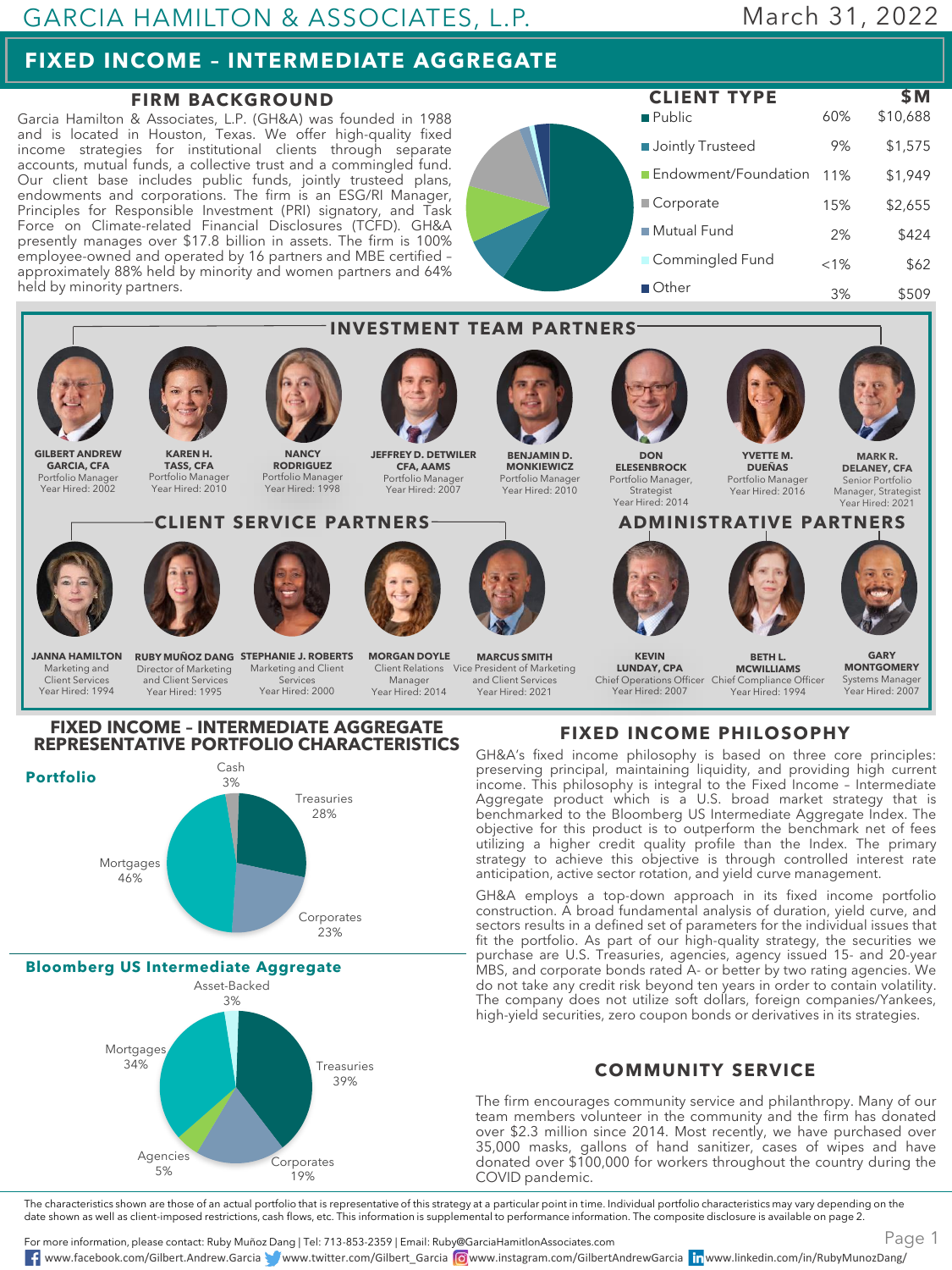GARCIA HAMILTON & ASSOCIATES, L.P.

March 31, 2022

# FIXED INCOME – INTERMEDIATE AGGREGATE

## FIRM BACKGROUND

Garcia Hamilton & Associates, L.P. (GH&A) was founded in 1988 and is located in Houston, Texas. We offer high-quality fixed income strategies for institutional clients through separate accounts, mutual funds, a collective trust and a commingled fund. Our client base includes public funds, jointly trusteed plans, endowments and corporations. The firm is an ESG/RI Manager, Principles for Responsible Investment (PRI) signatory, and Task Force on Climate-related Financial Disclosures (TCFD). GH&A presently manages over $17.8 billion in assets. The firm is 100% employee-owned and operated by 16 partners and MBE certified – approximately 88% held by minority and women partners and 64% held by minority partners.

## CLIENT TYPE

| Client Type | % | $M |
|---|---|---|
| Public | 60% | $10,688 |
| Jointly Trusteed | 9% | $1,575 |
| Endowment/Foundation | 11% | $1,949 |
| Corporate | 15% | $2,655 |
| Mutual Fund | 2% | $424 |
| Commingled Fund | <1% | $62 |
| Other | 3% | $509 |

## INVESTMENT TEAM PARTNERS

- **GILBERT ANDREW GARCIA, CFA** – Portfolio Manager, Year Hired: 2002
- **KAREN H. TASS, CFA** – Portfolio Manager, Year Hired: 2010
- **NANCY RODRIGUEZ** – Portfolio Manager, Year Hired: 1998
- **JEFFREY D. DETWILER CFA, AAMS** – Portfolio Manager, Year Hired: 2007
- **BENJAMIN D. MONKIEWICZ** – Portfolio Manager, Year Hired: 2010
- **DON ELESENBROCK** – Portfolio Manager, Strategist, Year Hired: 2014
- **YVETTE M. DUEÑAS** – Portfolio Manager, Year Hired: 2016
- **MARK R. DELANEY, CFA** – Senior Portfolio Manager, Strategist, Year Hired: 2021

## CLIENT SERVICE PARTNERS

- **JANNA HAMILTON** – Marketing and Client Services, Year Hired: 1994
- **RUBY MUÑOZ DANG** – Director of Marketing and Client Services, Year Hired: 1995
- **STEPHANIE J. ROBERTS** – Marketing and Client Services, Year Hired: 2000
- **MORGAN DOYLE** – Client Relations Manager, Year Hired: 2014
- **MARCUS SMITH** – Vice President of Marketing and Client Services, Year Hired: 2021

## ADMINISTRATIVE PARTNERS

- **KEVIN LUNDAY, CPA** – Chief Operations Officer, Year Hired: 2007
- **BETH L. MCWILLIAMS** – Chief Compliance Officer, Year Hired: 1994
- **GARY MONTGOMERY** – Systems Manager, Year Hired: 2007

## FIXED INCOME – INTERMEDIATE AGGREGATE REPRESENTATIVE PORTFOLIO CHARACTERISTICS

### Portfolio

| Sector | % |
|---|---|
| Cash | 3% |
| Treasuries | 28% |
| Corporates | 23% |
| Mortgages | 46% |

### Bloomberg US Intermediate Aggregate

| Sector | % |
|---|---|
| Asset-Backed | 3% |
| Treasuries | 39% |
| Corporates | 19% |
| Agencies | 5% |
| Mortgages | 34% |

## FIXED INCOME PHILOSOPHY

GH&A's fixed income philosophy is based on three core principles: preserving principal, maintaining liquidity, and providing high current income. This philosophy is integral to the Fixed Income – Intermediate Aggregate product which is a U.S. broad market strategy that is benchmarked to the Bloomberg US Intermediate Aggregate Index. The objective for this product is to outperform the benchmark net of fees utilizing a higher credit quality profile than the Index. The primary strategy to achieve this objective is through controlled interest rate anticipation, active sector rotation, and yield curve management.

GH&A employs a top-down approach in its fixed income portfolio construction. A broad fundamental analysis of duration, yield curve, and sectors results in a defined set of parameters for the individual issues that fit the portfolio. As part of our high-quality strategy, the securities we purchase are U.S. Treasuries, agencies, agency issued 15- and 20-year MBS, and corporate bonds rated A- or better by two rating agencies. We do not take any credit risk beyond ten years in order to contain volatility. The company does not utilize soft dollars, foreign companies/Yankees, high-yield securities, zero coupon bonds or derivatives in its strategies.

## COMMUNITY SERVICE

The firm encourages community service and philanthropy. Many of our team members volunteer in the community and the firm has donated over $2.3 million since 2014. Most recently, we have purchased over 35,000 masks, gallons of hand sanitizer, cases of wipes and have donated over $100,000 for workers throughout the country during the COVID pandemic.

The characteristics shown are those of an actual portfolio that is representative of this strategy at a particular point in time. Individual portfolio characteristics may vary depending on the date shown as well as client-imposed restrictions, cash flows, etc. This information is supplemental to performance information. The composite disclosure is available on page 2.

For more information, please contact: Ruby Muñoz Dang | Tel: 713-853-2359 | Email: Ruby@GarciaHamiltonAssociates.com

www.facebook.com/Gilbert.Andrew.Garcia | www.twitter.com/Gilbert_Garcia | www.instagram.com/GilbertAndrewGarcia | www.linkedin.com/in/RubyMunozDang/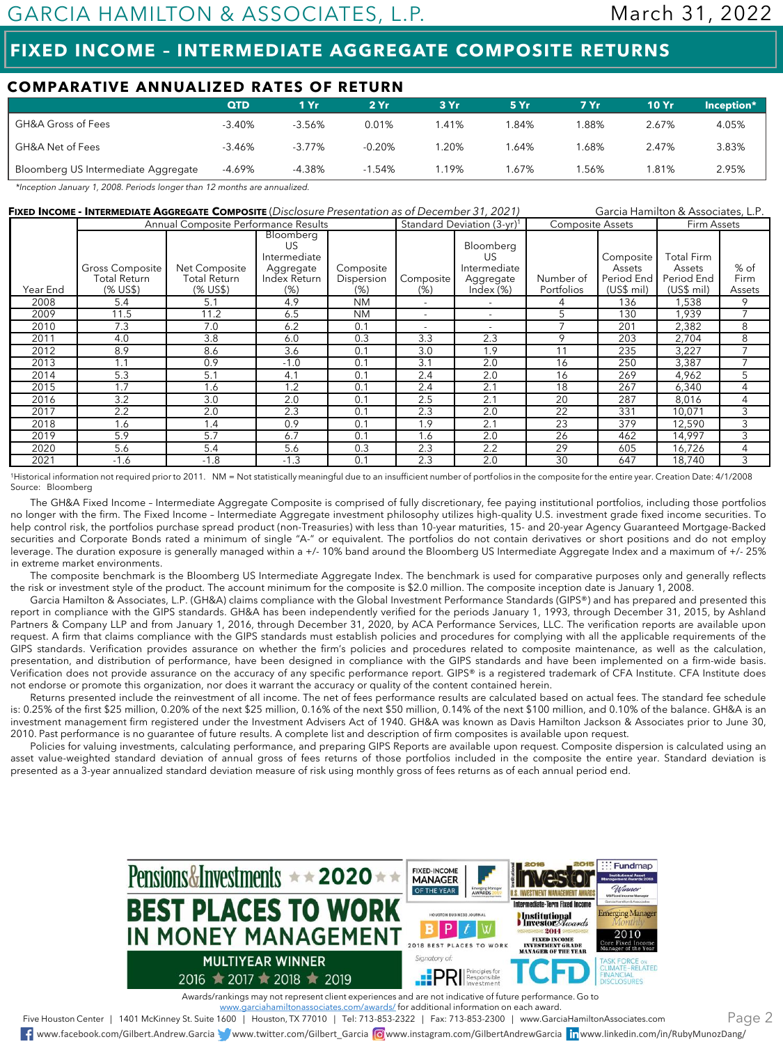# GARCIA HAMILTON & ASSOCIATES, L.P.

March 31, 2022

## FIXED INCOME – INTERMEDIATE AGGREGATE COMPOSITE RETURNS

### COMPARATIVE ANNUALIZED RATES OF RETURN

| | QTD | 1 Yr | 2 Yr | 3 Yr | 5 Yr | 7 Yr | 10 Yr | Inception* |
|---|---|---|---|---|---|---|---|---|
| GH&A Gross of Fees | -3.40% | -3.56% | 0.01% | 1.41% | 1.84% | 1.88% | 2.67% | 4.05% |
| GH&A Net of Fees | -3.46% | -3.77% | -0.20% | 1.20% | 1.64% | 1.68% | 2.47% | 3.83% |
| Bloomberg US Intermediate Aggregate | -4.69% | -4.38% | -1.54% | 1.19% | 1.67% | 1.56% | 1.81% | 2.95% |

*Inception January 1, 2008. Periods longer than 12 months are annualized.*

**Fixed Income - Intermediate Aggregate Composite** (*Disclosure Presentation as of December 31, 2021*) Garcia Hamilton & Associates, L.P.

| | Annual Composite Performance Results | | | | Standard Deviation (3-yr)[1] | | Composite Assets | | Firm Assets | |
|---|---|---|---|---|---|---|---|---|---|---|
| Year End | Gross Composite Total Return (% US$) | Net Composite Total Return (% US$) | Bloomberg US Intermediate Aggregate Index Return (%) | Composite Dispersion (%) | Composite (%) | Bloomberg US Intermediate Aggregate Index (%) | Number of Portfolios | Composite Assets Period End (US$ mil) | Total Firm Assets Period End (US$ mil) | % of Firm Assets |
| 2008 | 5.4 | 5.1 | 4.9 | NM | - | - | 4 | 136 | 1,538 | 9 |
| 2009 | 11.5 | 11.2 | 6.5 | NM | - | - | 5 | 130 | 1,939 | 7 |
| 2010 | 7.3 | 7.0 | 6.2 | 0.1 | - | - | 7 | 201 | 2,382 | 8 |
| 2011 | 4.0 | 3.8 | 6.0 | 0.3 | 3.3 | 2.3 | 9 | 203 | 2,704 | 8 |
| 2012 | 8.9 | 8.6 | 3.6 | 0.1 | 3.0 | 1.9 | 11 | 235 | 3,227 | 7 |
| 2013 | 1.1 | 0.9 | -1.0 | 0.1 | 3.1 | 2.0 | 16 | 250 | 3,387 | 7 |
| 2014 | 5.3 | 5.1 | 4.1 | 0.1 | 2.4 | 2.0 | 16 | 269 | 4,962 | 5 |
| 2015 | 1.7 | 1.6 | 1.2 | 0.1 | 2.4 | 2.1 | 18 | 267 | 6,340 | 4 |
| 2016 | 3.2 | 3.0 | 2.0 | 0.1 | 2.5 | 2.1 | 20 | 287 | 8,016 | 4 |
| 2017 | 2.2 | 2.0 | 2.3 | 0.1 | 2.3 | 2.0 | 22 | 331 | 10,071 | 3 |
| 2018 | 1.6 | 1.4 | 0.9 | 0.1 | 1.9 | 2.1 | 23 | 379 | 12,590 | 3 |
| 2019 | 5.9 | 5.7 | 6.7 | 0.1 | 1.6 | 2.0 | 26 | 462 | 14,997 | 3 |
| 2020 | 5.6 | 5.4 | 5.6 | 0.3 | 2.3 | 2.2 | 29 | 605 | 16,726 | 4 |
| 2021 | -1.6 | -1.8 | -1.3 | 0.1 | 2.3 | 2.0 | 30 | 647 | 18,740 | 3 |

[1]Historical information not required prior to 2011. NM = Not statistically meaningful due to an insufficient number of portfolios in the composite for the entire year. Creation Date: 4/1/2008
Source: Bloomberg

The GH&A Fixed Income – Intermediate Aggregate Composite is comprised of fully discretionary, fee paying institutional portfolios, including those portfolios no longer with the firm. The Fixed Income – Intermediate Aggregate investment philosophy utilizes high-quality U.S. investment grade fixed income securities. To help control risk, the portfolios purchase spread product (non-Treasuries) with less than 10-year maturities, 15- and 20-year Agency Guaranteed Mortgage-Backed securities and Corporate Bonds rated a minimum of single "A-" or equivalent. The portfolios do not contain derivatives or short positions and do not employ leverage. The duration exposure is generally managed within a +/- 10% band around the Bloomberg US Intermediate Aggregate Index and a maximum of +/- 25% in extreme market environments.

The composite benchmark is the Bloomberg US Intermediate Aggregate Index. The benchmark is used for comparative purposes only and generally reflects the risk or investment style of the product. The account minimum for the composite is $2.0 million. The composite inception date is January 1, 2008.

Garcia Hamilton & Associates, L.P. (GH&A) claims compliance with the Global Investment Performance Standards (GIPS®) and has prepared and presented this report in compliance with the GIPS standards. GH&A has been independently verified for the periods January 1, 1993, through December 31, 2015, by Ashland Partners & Company LLP and from January 1, 2016, through December 31, 2020, by ACA Performance Services, LLC. The verification reports are available upon request. A firm that claims compliance with the GIPS standards must establish policies and procedures for complying with all the applicable requirements of the GIPS standards. Verification provides assurance on whether the firm's policies and procedures related to composite maintenance, as well as the calculation, presentation, and distribution of performance, have been designed in compliance with the GIPS standards and have been implemented on a firm-wide basis. Verification does not provide assurance on the accuracy of any specific performance report. GIPS® is a registered trademark of CFA Institute. CFA Institute does not endorse or promote this organization, nor does it warrant the accuracy or quality of the content contained herein.

Returns presented include the reinvestment of all income. The net of fees performance results are calculated based on actual fees. The standard fee schedule is: 0.25% of the first $25 million, 0.20% of the next $25 million, 0.16% of the next $50 million, 0.14% of the next $100 million, and 0.10% of the balance. GH&A is an investment management firm registered under the Investment Advisers Act of 1940. GH&A was known as Davis Hamilton Jackson & Associates prior to June 30, 2010. Past performance is no guarantee of future results. A complete list and description of firm composites is available upon request.

Policies for valuing investments, calculating performance, and preparing GIPS Reports are available upon request. Composite dispersion is calculated using an asset value-weighted standard deviation of annual gross of fees returns of those portfolios included in the composite the entire year. Standard deviation is presented as a 3-year annualized standard deviation measure of risk using monthly gross of fees returns as of each annual period end.

Pensions&Investments 2020 BEST PLACES TO WORK IN MONEY MANAGEMENT MULTIYEAR WINNER 2016 2017 2018 2019

FIXED-INCOME MANAGER OF THE YEAR

HOUSTON BUSINESS JOURNAL 2018 BEST PLACES TO WORK

Signatory of: PRI Principles for Responsible Investment

Institutional Investor 2016 2015 U.S. INVESTMENT MANAGEMENT AWARDS Intermediate-Term Fixed Income

Institutional Investor Awards 2014 FIXED INCOME INVESTMENT GRADE MANAGER OF THE YEAR

Fundmap Winner

Emerging Manager Monthly 2010 Core Fixed Income Manager of the Year

TCFD TASK FORCE ON CLIMATE-RELATED FINANCIAL DISCLOSURES

Awards/rankings may not represent client experiences and are not indicative of future performance. Go to www.garciahamiltonassociates.com/awards/ for additional information on each award.

Five Houston Center | 1401 McKinney St. Suite 1600 | Houston, TX 77010 | Tel: 713-853-2322 | Fax: 713-853-2300 | www.GarciaHamiltonAssociates.com

www.facebook.com/Gilbert.Andrew.Garcia www.twitter.com/Gilbert_Garcia www.instagram.com/GilbertAndrewGarcia www.linkedin.com/in/RubyMunozDang/